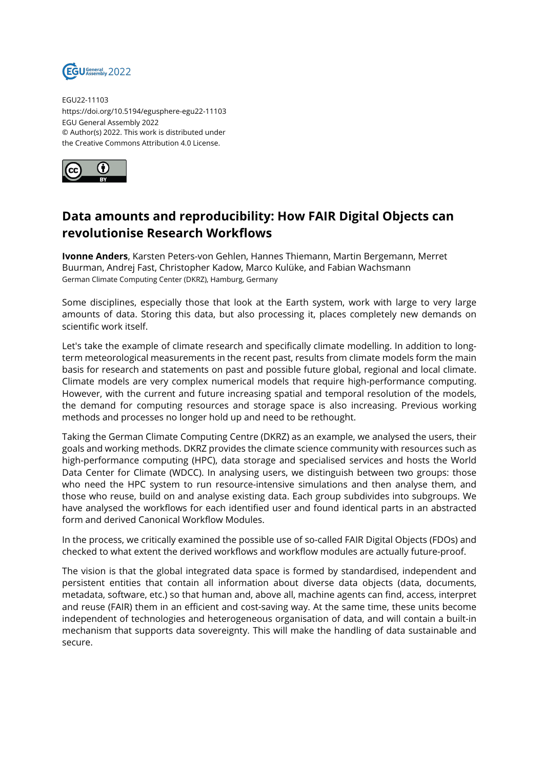EGU22-11103
https://doi.org/10.5194/egusphere-egu22-11103
EGU General Assembly 2022
© Author(s) 2022. This work is distributed under the Creative Commons Attribution 4.0 License.

# Data amounts and reproducibility: How FAIR Digital Objects can revolutionise Research Workflows

**Ivonne Anders**, Karsten Peters-von Gehlen, Hannes Thiemann, Martin Bergemann, Merret Buurman, Andrej Fast, Christopher Kadow, Marco Kulüke, and Fabian Wachsmann
German Climate Computing Center (DKRZ), Hamburg, Germany

Some disciplines, especially those that look at the Earth system, work with large to very large amounts of data. Storing this data, but also processing it, places completely new demands on scientific work itself.

Let's take the example of climate research and specifically climate modelling. In addition to long-term meteorological measurements in the recent past, results from climate models form the main basis for research and statements on past and possible future global, regional and local climate. Climate models are very complex numerical models that require high-performance computing. However, with the current and future increasing spatial and temporal resolution of the models, the demand for computing resources and storage space is also increasing. Previous working methods and processes no longer hold up and need to be rethought.

Taking the German Climate Computing Centre (DKRZ) as an example, we analysed the users, their goals and working methods. DKRZ provides the climate science community with resources such as high-performance computing (HPC), data storage and specialised services and hosts the World Data Center for Climate (WDCC). In analysing users, we distinguish between two groups: those who need the HPC system to run resource-intensive simulations and then analyse them, and those who reuse, build on and analyse existing data. Each group subdivides into subgroups. We have analysed the workflows for each identified user and found identical parts in an abstracted form and derived Canonical Workflow Modules.

In the process, we critically examined the possible use of so-called FAIR Digital Objects (FDOs) and checked to what extent the derived workflows and workflow modules are actually future-proof.

The vision is that the global integrated data space is formed by standardised, independent and persistent entities that contain all information about diverse data objects (data, documents, metadata, software, etc.) so that human and, above all, machine agents can find, access, interpret and reuse (FAIR) them in an efficient and cost-saving way. At the same time, these units become independent of technologies and heterogeneous organisation of data, and will contain a built-in mechanism that supports data sovereignty. This will make the handling of data sustainable and secure.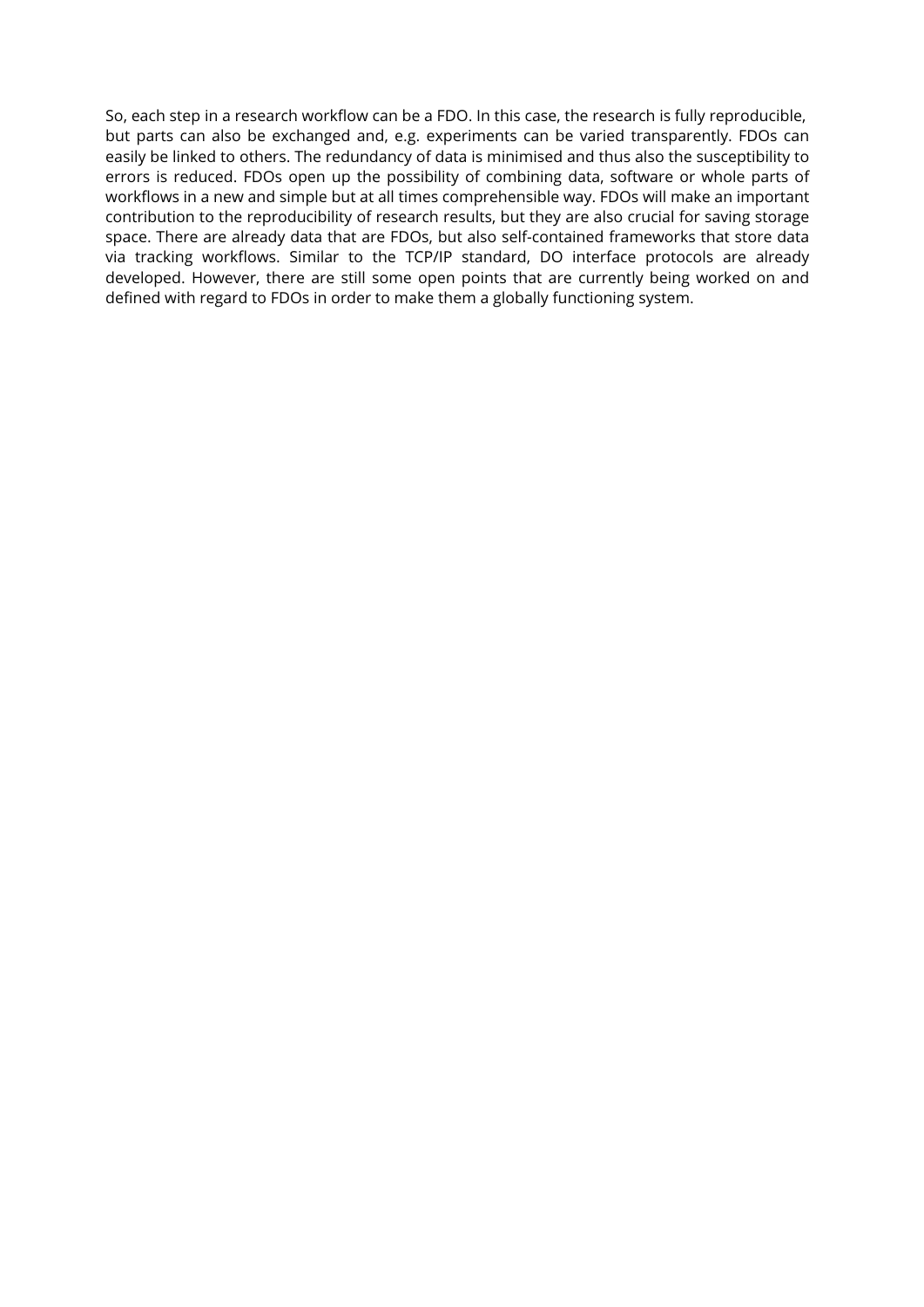So, each step in a research workflow can be a FDO. In this case, the research is fully reproducible, but parts can also be exchanged and, e.g. experiments can be varied transparently. FDOs can easily be linked to others. The redundancy of data is minimised and thus also the susceptibility to errors is reduced. FDOs open up the possibility of combining data, software or whole parts of workflows in a new and simple but at all times comprehensible way. FDOs will make an important contribution to the reproducibility of research results, but they are also crucial for saving storage space. There are already data that are FDOs, but also self-contained frameworks that store data via tracking workflows. Similar to the TCP/IP standard, DO interface protocols are already developed. However, there are still some open points that are currently being worked on and defined with regard to FDOs in order to make them a globally functioning system.